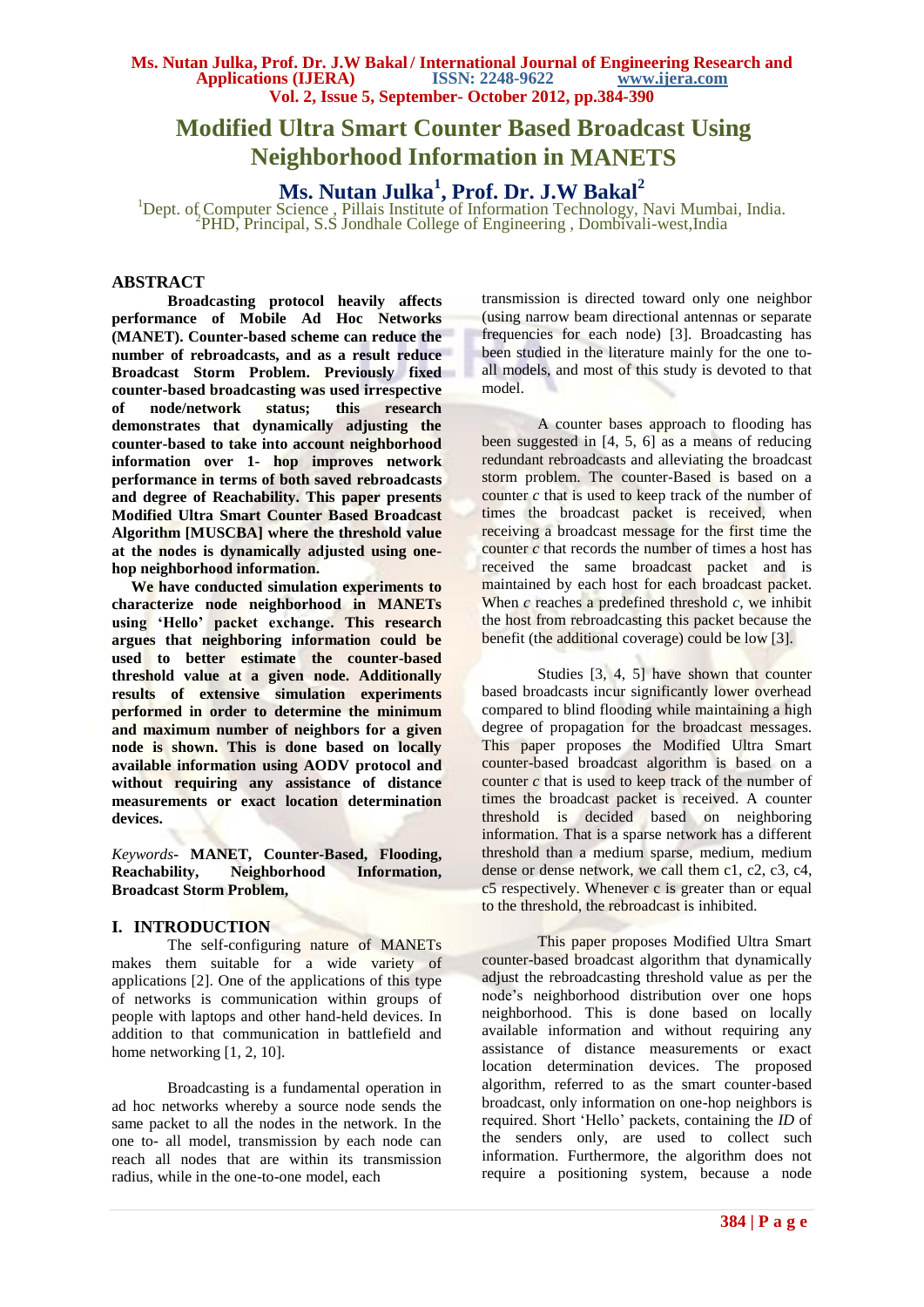# Modified Ultra Smart Counter Based Broadcast Using Neighborhood Information in MANETS

**Ms. Nutan Julka[1], Prof. Dr. J.W Bakal[2]**

[1]Dept. of Computer Science , Pillais Institute of Information Technology, Navi Mumbai, India.
[2]PHD, Principal, S.S Jondhale College of Engineering , Dombivali-west,India

## ABSTRACT

**Broadcasting protocol heavily affects performance of Mobile Ad Hoc Networks (MANET). Counter-based scheme can reduce the number of rebroadcasts, and as a result reduce Broadcast Storm Problem. Previously fixed counter-based broadcasting was used irrespective of node/network status; this research demonstrates that dynamically adjusting the counter-based to take into account neighborhood information over 1- hop improves network performance in terms of both saved rebroadcasts and degree of Reachability. This paper presents Modified Ultra Smart Counter Based Broadcast Algorithm [MUSCBA] where the threshold value at the nodes is dynamically adjusted using one-hop neighborhood information.**

**We have conducted simulation experiments to characterize node neighborhood in MANETs using 'Hello' packet exchange. This research argues that neighboring information could be used to better estimate the counter-based threshold value at a given node. Additionally results of extensive simulation experiments performed in order to determine the minimum and maximum number of neighbors for a given node is shown. This is done based on locally available information using AODV protocol and without requiring any assistance of distance measurements or exact location determination devices.**

*Keywords-* **MANET, Counter-Based, Flooding, Reachability, Neighborhood Information, Broadcast Storm Problem,**

## I. INTRODUCTION

The self-configuring nature of MANETs makes them suitable for a wide variety of applications [2]. One of the applications of this type of networks is communication within groups of people with laptops and other hand-held devices. In addition to that communication in battlefield and home networking [1, 2, 10].

Broadcasting is a fundamental operation in ad hoc networks whereby a source node sends the same packet to all the nodes in the network. In the one to- all model, transmission by each node can reach all nodes that are within its transmission radius, while in the one-to-one model, each transmission is directed toward only one neighbor (using narrow beam directional antennas or separate frequencies for each node) [3]. Broadcasting has been studied in the literature mainly for the one to-all models, and most of this study is devoted to that model.

A counter bases approach to flooding has been suggested in [4, 5, 6] as a means of reducing redundant rebroadcasts and alleviating the broadcast storm problem. The counter-Based is based on a counter *c* that is used to keep track of the number of times the broadcast packet is received, when receiving a broadcast message for the first time the counter *c* that records the number of times a host has received the same broadcast packet and is maintained by each host for each broadcast packet. When *c* reaches a predefined threshold *c*, we inhibit the host from rebroadcasting this packet because the benefit (the additional coverage) could be low [3].

Studies [3, 4, 5] have shown that counter based broadcasts incur significantly lower overhead compared to blind flooding while maintaining a high degree of propagation for the broadcast messages. This paper proposes the Modified Ultra Smart counter-based broadcast algorithm is based on a counter *c* that is used to keep track of the number of times the broadcast packet is received. A counter threshold is decided based on neighboring information. That is a sparse network has a different threshold than a medium sparse, medium, medium dense or dense network, we call them c1, c2, c3, c4, c5 respectively. Whenever c is greater than or equal to the threshold, the rebroadcast is inhibited.

This paper proposes Modified Ultra Smart counter-based broadcast algorithm that dynamically adjust the rebroadcasting threshold value as per the node's neighborhood distribution over one hops neighborhood. This is done based on locally available information and without requiring any assistance of distance measurements or exact location determination devices. The proposed algorithm, referred to as the smart counter-based broadcast, only information on one-hop neighbors is required. Short 'Hello' packets, containing the *ID* of the senders only, are used to collect such information. Furthermore, the algorithm does not require a positioning system, because a node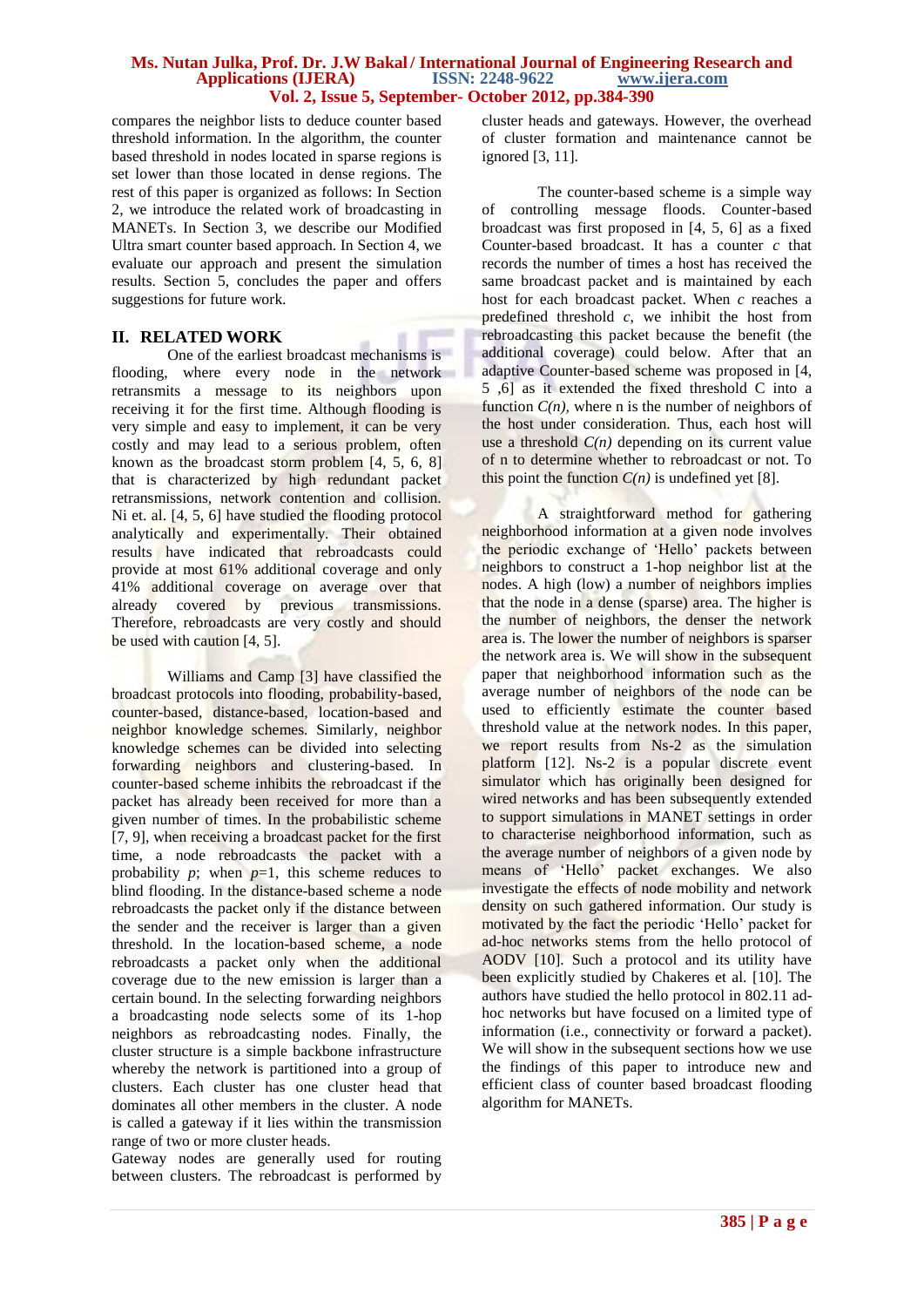compares the neighbor lists to deduce counter based threshold information. In the algorithm, the counter based threshold in nodes located in sparse regions is set lower than those located in dense regions. The rest of this paper is organized as follows: In Section 2, we introduce the related work of broadcasting in MANETs. In Section 3, we describe our Modified Ultra smart counter based approach. In Section 4, we evaluate our approach and present the simulation results. Section 5, concludes the paper and offers suggestions for future work.

## II. RELATED WORK

One of the earliest broadcast mechanisms is flooding, where every node in the network retransmits a message to its neighbors upon receiving it for the first time. Although flooding is very simple and easy to implement, it can be very costly and may lead to a serious problem, often known as the broadcast storm problem [4, 5, 6, 8] that is characterized by high redundant packet retransmissions, network contention and collision. Ni et. al. [4, 5, 6] have studied the flooding protocol analytically and experimentally. Their obtained results have indicated that rebroadcasts could provide at most 61% additional coverage and only 41% additional coverage on average over that already covered by previous transmissions. Therefore, rebroadcasts are very costly and should be used with caution [4, 5].

Williams and Camp [3] have classified the broadcast protocols into flooding, probability-based, counter-based, distance-based, location-based and neighbor knowledge schemes. Similarly, neighbor knowledge schemes can be divided into selecting forwarding neighbors and clustering-based. In counter-based scheme inhibits the rebroadcast if the packet has already been received for more than a given number of times. In the probabilistic scheme [7, 9], when receiving a broadcast packet for the first time, a node rebroadcasts the packet with a probability *p*; when *p*=1, this scheme reduces to blind flooding. In the distance-based scheme a node rebroadcasts the packet only if the distance between the sender and the receiver is larger than a given threshold. In the location-based scheme, a node rebroadcasts a packet only when the additional coverage due to the new emission is larger than a certain bound. In the selecting forwarding neighbors a broadcasting node selects some of its 1-hop neighbors as rebroadcasting nodes. Finally, the cluster structure is a simple backbone infrastructure whereby the network is partitioned into a group of clusters. Each cluster has one cluster head that dominates all other members in the cluster. A node is called a gateway if it lies within the transmission range of two or more cluster heads.
Gateway nodes are generally used for routing between clusters. The rebroadcast is performed by cluster heads and gateways. However, the overhead of cluster formation and maintenance cannot be ignored [3, 11].

The counter-based scheme is a simple way of controlling message floods. Counter-based broadcast was first proposed in [4, 5, 6] as a fixed Counter-based broadcast. It has a counter *c* that records the number of times a host has received the same broadcast packet and is maintained by each host for each broadcast packet. When *c* reaches a predefined threshold *c*, we inhibit the host from rebroadcasting this packet because the benefit (the additional coverage) could below. After that an adaptive Counter-based scheme was proposed in [4, 5 ,6] as it extended the fixed threshold C into a function *C(n)*, where n is the number of neighbors of the host under consideration. Thus, each host will use a threshold *C(n)* depending on its current value of n to determine whether to rebroadcast or not. To this point the function *C(n)* is undefined yet [8].

A straightforward method for gathering neighborhood information at a given node involves the periodic exchange of 'Hello' packets between neighbors to construct a 1-hop neighbor list at the nodes. A high (low) a number of neighbors implies that the node in a dense (sparse) area. The higher is the number of neighbors, the denser the network area is. The lower the number of neighbors is sparser the network area is. We will show in the subsequent paper that neighborhood information such as the average number of neighbors of the node can be used to efficiently estimate the counter based threshold value at the network nodes. In this paper, we report results from Ns-2 as the simulation platform [12]. Ns-2 is a popular discrete event simulator which has originally been designed for wired networks and has been subsequently extended to support simulations in MANET settings in order to characterise neighborhood information, such as the average number of neighbors of a given node by means of 'Hello' packet exchanges. We also investigate the effects of node mobility and network density on such gathered information. Our study is motivated by the fact the periodic 'Hello' packet for ad-hoc networks stems from the hello protocol of AODV [10]. Such a protocol and its utility have been explicitly studied by Chakeres et al. [10]. The authors have studied the hello protocol in 802.11 ad-hoc networks but have focused on a limited type of information (i.e., connectivity or forward a packet). We will show in the subsequent sections how we use the findings of this paper to introduce new and efficient class of counter based broadcast flooding algorithm for MANETs.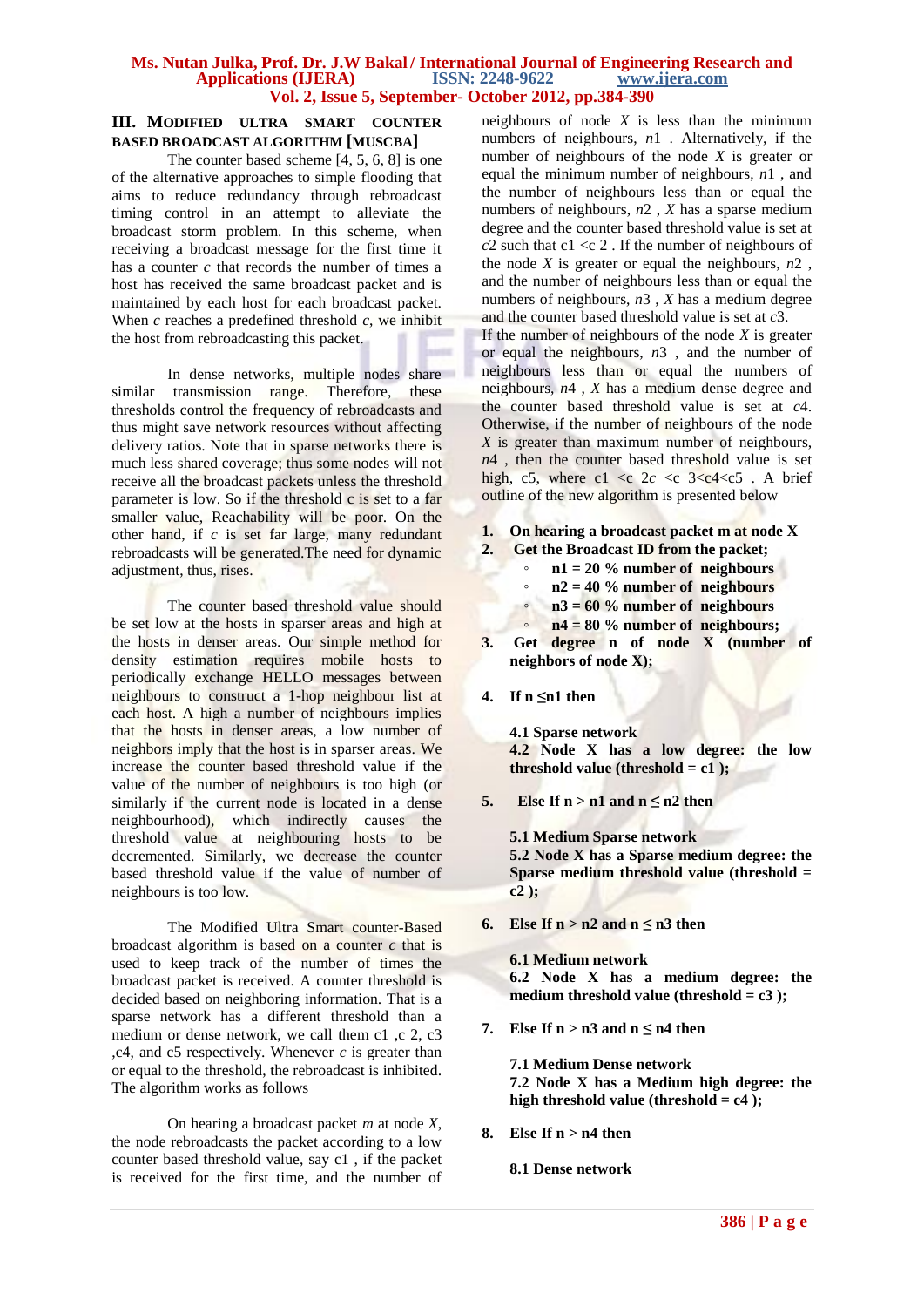## III. MODIFIED ULTRA SMART COUNTER BASED BROADCAST ALGORITHM [MUSCBA]

The counter based scheme [4, 5, 6, 8] is one of the alternative approaches to simple flooding that aims to reduce redundancy through rebroadcast timing control in an attempt to alleviate the broadcast storm problem. In this scheme, when receiving a broadcast message for the first time it has a counter *c* that records the number of times a host has received the same broadcast packet and is maintained by each host for each broadcast packet. When *c* reaches a predefined threshold *c*, we inhibit the host from rebroadcasting this packet.

In dense networks, multiple nodes share similar transmission range. Therefore, these thresholds control the frequency of rebroadcasts and thus might save network resources without affecting delivery ratios. Note that in sparse networks there is much less shared coverage; thus some nodes will not receive all the broadcast packets unless the threshold parameter is low. So if the threshold c is set to a far smaller value, Reachability will be poor. On the other hand, if *c* is set far large, many redundant rebroadcasts will be generated.The need for dynamic adjustment, thus, rises.

The counter based threshold value should be set low at the hosts in sparser areas and high at the hosts in denser areas. Our simple method for density estimation requires mobile hosts to periodically exchange HELLO messages between neighbours to construct a 1-hop neighbour list at each host. A high a number of neighbours implies that the hosts in denser areas, a low number of neighbors imply that the host is in sparser areas. We increase the counter based threshold value if the value of the number of neighbours is too high (or similarly if the current node is located in a dense neighbourhood), which indirectly causes the threshold value at neighbouring hosts to be decremented. Similarly, we decrease the counter based threshold value if the value of number of neighbours is too low.

The Modified Ultra Smart counter-Based broadcast algorithm is based on a counter *c* that is used to keep track of the number of times the broadcast packet is received. A counter threshold is decided based on neighboring information. That is a sparse network has a different threshold than a medium or dense network, we call them c1 ,c 2, c3 ,c4, and c5 respectively. Whenever *c* is greater than or equal to the threshold, the rebroadcast is inhibited. The algorithm works as follows

On hearing a broadcast packet *m* at node *X*, the node rebroadcasts the packet according to a low counter based threshold value, say c1 , if the packet is received for the first time, and the number of neighbours of node *X* is less than the minimum numbers of neighbours, *n*1 . Alternatively, if the number of neighbours of the node *X* is greater or equal the minimum number of neighbours, *n*1 , and the number of neighbours less than or equal the numbers of neighbours, *n*2 , *X* has a sparse medium degree and the counter based threshold value is set at *c*2 such that c1 <c 2 . If the number of neighbours of the node *X* is greater or equal the neighbours, *n*2 , and the number of neighbours less than or equal the numbers of neighbours, *n*3 , *X* has a medium degree and the counter based threshold value is set at *c*3.
If the number of neighbours of the node *X* is greater or equal the neighbours, *n*3 , and the number of neighbours less than or equal the numbers of neighbours, *n*4 , *X* has a medium dense degree and the counter based threshold value is set at *c*4. Otherwise, if the number of neighbours of the node *X* is greater than maximum number of neighbours, *n*4 , then the counter based threshold value is set high, c5, where c1 <c 2*c* <c 3<c4<c5 . A brief outline of the new algorithm is presented below

1. **On hearing a broadcast packet m at node X**
2. **Get the Broadcast ID from the packet;**
   - **n1 = 20 % number of neighbours**
   - **n2 = 40 % number of neighbours**
   - **n3 = 60 % number of neighbours**
   - **n4 = 80 % number of neighbours;**
3. **Get degree n of node X (number of neighbors of node X);**

4. **If n ≤n1 then**

   **4.1 Sparse network**
   **4.2 Node X has a low degree: the low threshold value (threshold = c1 );**

5. **Else If n > n1 and n ≤ n2 then**

   **5.1 Medium Sparse network**
   **5.2 Node X has a Sparse medium degree: the Sparse medium threshold value (threshold = c2 );**

6. **Else If n > n2 and n ≤ n3 then**

   **6.1 Medium network**
   **6.2 Node X has a medium degree: the medium threshold value (threshold = c3 );**

7. **Else If n > n3 and n ≤ n4 then**

   **7.1 Medium Dense network**
   **7.2 Node X has a Medium high degree: the high threshold value (threshold = c4 );**

8. **Else If n > n4 then**

   **8.1 Dense network**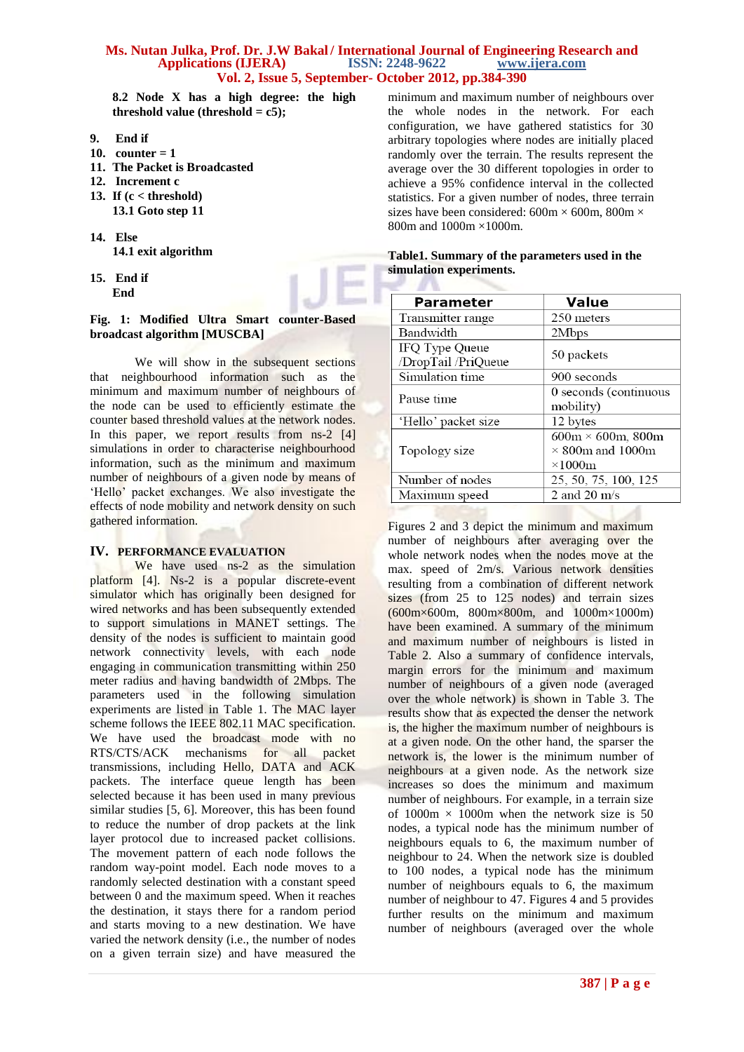**8.2 Node X has a high degree: the high threshold value (threshold = c5);**

9. End if
10. counter = 1
11. The Packet is Broadcasted
12. Increment c
13. If (c < threshold)
    13.1 Goto step 11
14. Else
    14.1 exit algorithm
15. End if
    End

**Fig. 1: Modified Ultra Smart counter-Based broadcast algorithm [MUSCBA]**

We will show in the subsequent sections that neighbourhood information such as the minimum and maximum number of neighbours of the node can be used to efficiently estimate the counter based threshold values at the network nodes. In this paper, we report results from ns-2 [4] simulations in order to characterise neighbourhood information, such as the minimum and maximum number of neighbours of a given node by means of 'Hello' packet exchanges. We also investigate the effects of node mobility and network density on such gathered information.

## IV. PERFORMANCE EVALUATION

We have used ns-2 as the simulation platform [4]. Ns-2 is a popular discrete-event simulator which has originally been designed for wired networks and has been subsequently extended to support simulations in MANET settings. The density of the nodes is sufficient to maintain good network connectivity levels, with each node engaging in communication transmitting within 250 meter radius and having bandwidth of 2Mbps. The parameters used in the following simulation experiments are listed in Table 1. The MAC layer scheme follows the IEEE 802.11 MAC specification. We have used the broadcast mode with no RTS/CTS/ACK mechanisms for all packet transmissions, including Hello, DATA and ACK packets. The interface queue length has been selected because it has been used in many previous similar studies [5, 6]. Moreover, this has been found to reduce the number of drop packets at the link layer protocol due to increased packet collisions. The movement pattern of each node follows the random way-point model. Each node moves to a randomly selected destination with a constant speed between 0 and the maximum speed. When it reaches the destination, it stays there for a random period and starts moving to a new destination. We have varied the network density (i.e., the number of nodes on a given terrain size) and have measured the minimum and maximum number of neighbours over the whole nodes in the network. For each configuration, we have gathered statistics for 30 arbitrary topologies where nodes are initially placed randomly over the terrain. The results represent the average over the 30 different topologies in order to achieve a 95% confidence interval in the collected statistics. For a given number of nodes, three terrain sizes have been considered: 600m × 600m, 800m × 800m and 1000m ×1000m.

**Table1. Summary of the parameters used in the simulation experiments.**

| Parameter | Value |
|---|---|
| Transmitter range | 250 meters |
| Bandwidth | 2Mbps |
| IFQ Type Queue /DropTail /PriQueue | 50 packets |
| Simulation time | 900 seconds |
| Pause time | 0 seconds (continuous mobility) |
| 'Hello' packet size | 12 bytes |
| Topology size | 600m × 600m, 800m × 800m and 1000m ×1000m |
| Number of nodes | 25, 50, 75, 100, 125 |
| Maximum speed | 2 and 20 m/s |

Figures 2 and 3 depict the minimum and maximum number of neighbours after averaging over the whole network nodes when the nodes move at the max. speed of 2m/s. Various network densities resulting from a combination of different network sizes (from 25 to 125 nodes) and terrain sizes (600m×600m, 800m×800m, and 1000m×1000m) have been examined. A summary of the minimum and maximum number of neighbours is listed in Table 2. Also a summary of confidence intervals, margin errors for the minimum and maximum number of neighbours of a given node (averaged over the whole network) is shown in Table 3. The results show that as expected the denser the network is, the higher the maximum number of neighbours is at a given node. On the other hand, the sparser the network is, the lower is the minimum number of neighbours at a given node. As the network size increases so does the minimum and maximum number of neighbours. For example, in a terrain size of 1000m × 1000m when the network size is 50 nodes, a typical node has the minimum number of neighbours equals to 6, the maximum number of neighbour to 24. When the network size is doubled to 100 nodes, a typical node has the minimum number of neighbours equals to 6, the maximum number of neighbour to 47. Figures 4 and 5 provides further results on the minimum and maximum number of neighbours (averaged over the whole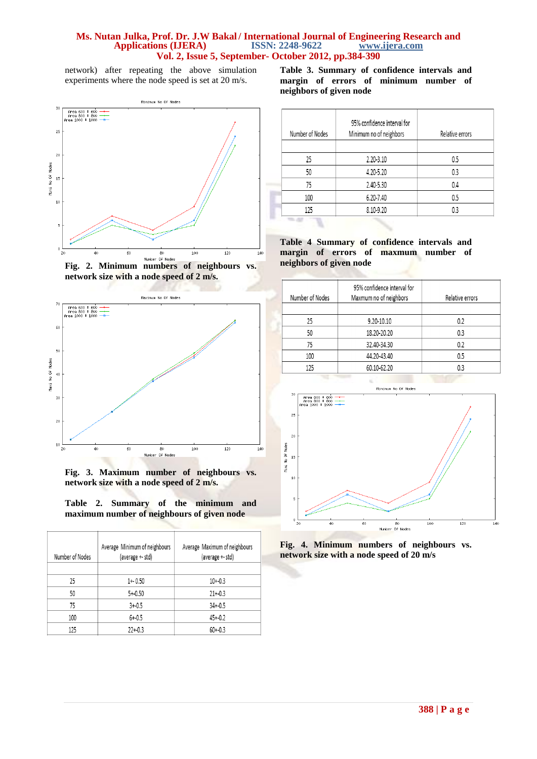network) after repeating the above simulation experiments where the node speed is set at 20 m/s.

Fig. 2. Minimum numbers of neighbours vs. network size with a node speed of 2 m/s.

Fig. 3. Maximum number of neighbours vs. network size with a node speed of 2 m/s.

**Table 2. Summary of the minimum and maximum number of neighbours of given node**

| Number of Nodes | Average Minimum of neighbours (average +- std) | Average Maximum of neighbours (average +- std) |
|---|---|---|
| | | |
| 25 | 1+- 0.50 | 10+-0.3 |
| 50 | 5+-0.50 | 21+-0.3 |
| 75 | 3+-0.5 | 34+-0.5 |
| 100 | 6+-0.5 | 45+-0.2 |
| 125 | 22+-0.3 | 60+-0.3 |

**Table 3. Summary of confidence intervals and margin of errors of minimum number of neighbors of given node**

| Number of Nodes | 95% confidence interval for Minimum no of neighbors | Relative errors |
|---|---|---|
| | | |
| 25 | 2.20-3.10 | 0.5 |
| 50 | 4.20-5.20 | 0.3 |
| 75 | 2.40-5.30 | 0.4 |
| 100 | 6.20-7.40 | 0.5 |
| 125 | 8.10-9.20 | 0.3 |

**Table 4 Summary of confidence intervals and margin of errors of maxmum number of neighbors of given node**

| Number of Nodes | 95% confidence interval for Maxmum no of neighbors | Relative errors |
|---|---|---|
| | | |
| 25 | 9.20-10.10 | 0.2 |
| 50 | 18.20-20.20 | 0.3 |
| 75 | 32.40-34.30 | 0.2 |
| 100 | 44.20-43.40 | 0.5 |
| 125 | 60.10-62.20 | 0.3 |

Fig. 4. Minimum numbers of neighbours vs. network size with a node speed of 20 m/s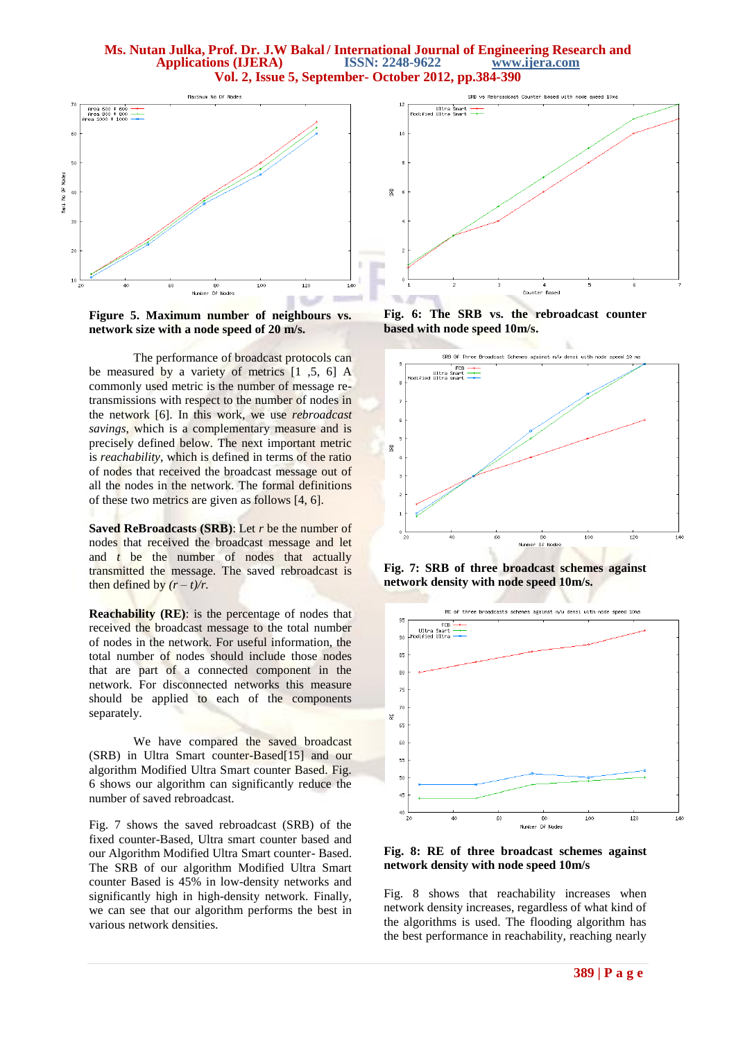**Figure 5. Maximum number of neighbours vs. network size with a node speed of 20 m/s.**

**Fig. 6: The SRB vs. the rebroadcast counter based with node speed 10m/s.**

**Fig. 7: SRB of three broadcast schemes against network density with node speed 10m/s.**

**Fig. 8: RE of three broadcast schemes against network density with node speed 10m/s**

The performance of broadcast protocols can be measured by a variety of metrics [1 ,5, 6] A commonly used metric is the number of message re-transmissions with respect to the number of nodes in the network [6]. In this work, we use *rebroadcast savings*, which is a complementary measure and is precisely defined below. The next important metric is *reachability*, which is defined in terms of the ratio of nodes that received the broadcast message out of all the nodes in the network. The formal definitions of these two metrics are given as follows [4, 6].

**Saved ReBroadcasts (SRB)**: Let $r$ be the number of nodes that received the broadcast message and let and $t$ be the number of nodes that actually transmitted the message. The saved rebroadcast is then defined by $(r – t)/r$.

**Reachability (RE)**: is the percentage of nodes that received the broadcast message to the total number of nodes in the network. For useful information, the total number of nodes should include those nodes that are part of a connected component in the network. For disconnected networks this measure should be applied to each of the components separately.

We have compared the saved broadcast (SRB) in Ultra Smart counter-Based[15] and our algorithm Modified Ultra Smart counter Based. Fig. 6 shows our algorithm can significantly reduce the number of saved rebroadcast.

Fig. 7 shows the saved rebroadcast (SRB) of the fixed counter-Based, Ultra smart counter based and our Algorithm Modified Ultra Smart counter- Based. The SRB of our algorithm Modified Ultra Smart counter Based is 45% in low-density networks and significantly high in high-density network. Finally, we can see that our algorithm performs the best in various network densities.

Fig. 8 shows that reachability increases when network density increases, regardless of what kind of the algorithms is used. The flooding algorithm has the best performance in reachability, reaching nearly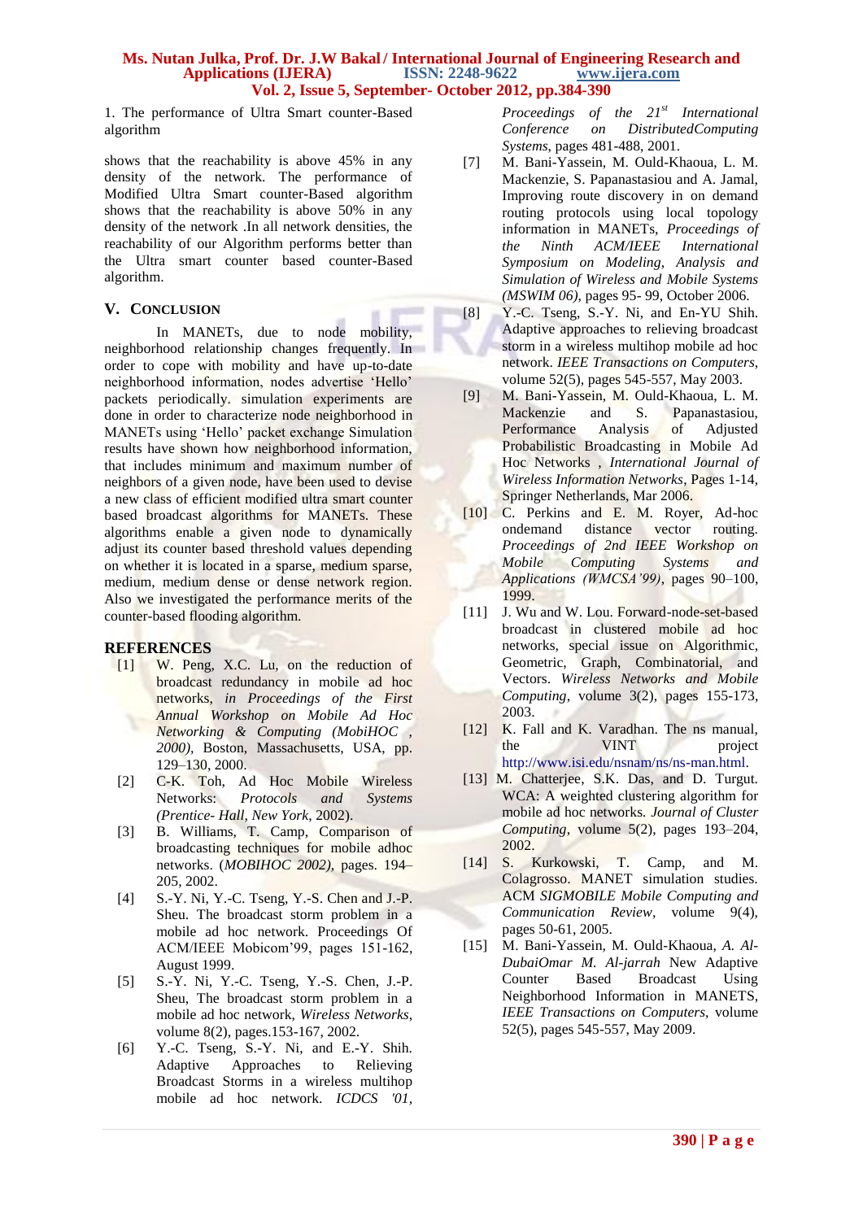1. The performance of Ultra Smart counter-Based algorithm

shows that the reachability is above 45% in any density of the network. The performance of Modified Ultra Smart counter-Based algorithm shows that the reachability is above 50% in any density of the network .In all network densities, the reachability of our Algorithm performs better than the Ultra smart counter based counter-Based algorithm.

## V. CONCLUSION

In MANETs, due to node mobility, neighborhood relationship changes frequently. In order to cope with mobility and have up-to-date neighborhood information, nodes advertise 'Hello' packets periodically. simulation experiments are done in order to characterize node neighborhood in MANETs using 'Hello' packet exchange Simulation results have shown how neighborhood information, that includes minimum and maximum number of neighbors of a given node, have been used to devise a new class of efficient modified ultra smart counter based broadcast algorithms for MANETs. These algorithms enable a given node to dynamically adjust its counter based threshold values depending on whether it is located in a sparse, medium sparse, medium, medium dense or dense network region. Also we investigated the performance merits of the counter-based flooding algorithm.

## REFERENCES

[1] W. Peng, X.C. Lu, on the reduction of broadcast redundancy in mobile ad hoc networks, *in Proceedings of the First Annual Workshop on Mobile Ad Hoc Networking & Computing (MobiHOC , 2000)*, Boston, Massachusetts, USA, pp. 129–130, 2000.

[2] C-K. Toh, Ad Hoc Mobile Wireless Networks: *Protocols and Systems (Prentice- Hall, New York,* 2002).

[3] B. Williams, T. Camp, Comparison of broadcasting techniques for mobile adhoc networks. (*MOBIHOC 2002),* pages. 194–205, 2002.

[4] S.-Y. Ni, Y.-C. Tseng, Y.-S. Chen and J.-P. Sheu. The broadcast storm problem in a mobile ad hoc network. Proceedings Of ACM/IEEE Mobicom'99, pages 151-162, August 1999.

[5] S.-Y. Ni, Y.-C. Tseng, Y.-S. Chen, J.-P. Sheu, The broadcast storm problem in a mobile ad hoc network, *Wireless Networks,* volume 8(2), pages.153-167, 2002.

[6] Y.-C. Tseng, S.-Y. Ni, and E.-Y. Shih. Adaptive Approaches to Relieving Broadcast Storms in a wireless multihop mobile ad hoc network. *ICDCS '01, Proceedings of the 21st International Conference on DistributedComputing Systems*, pages 481-488, 2001.

[7] M. Bani-Yassein, M. Ould-Khaoua, L. M. Mackenzie, S. Papanastasiou and A. Jamal, Improving route discovery in on demand routing protocols using local topology information in MANETs, *Proceedings of the Ninth ACM/IEEE International Symposium on Modeling, Analysis and Simulation of Wireless and Mobile Systems (MSWIM 06)*, pages 95- 99, October 2006.

[8] Y.-C. Tseng, S.-Y. Ni, and En-YU Shih. Adaptive approaches to relieving broadcast storm in a wireless multihop mobile ad hoc network. *IEEE Transactions on Computers*, volume 52(5), pages 545-557, May 2003.

[9] M. Bani-Yassein, M. Ould-Khaoua, L. M. Mackenzie and S. Papanastasiou, Performance Analysis of Adjusted Probabilistic Broadcasting in Mobile Ad Hoc Networks , *International Journal of Wireless Information Networks*, Pages 1-14, Springer Netherlands, Mar 2006.

[10] C. Perkins and E. M. Royer, Ad-hoc ondemand distance vector routing. *Proceedings of 2nd IEEE Workshop on Mobile Computing Systems and Applications (WMCSA'99)*, pages 90–100, 1999.

[11] J. Wu and W. Lou. Forward-node-set-based broadcast in clustered mobile ad hoc networks, special issue on Algorithmic, Geometric, Graph, Combinatorial, and Vectors. *Wireless Networks and Mobile Computing*, volume 3(2), pages 155-173, 2003.

[12] K. Fall and K. Varadhan. The ns manual, the VINT project http://www.isi.edu/nsnam/ns/ns-man.html.

[13] M. Chatterjee, S.K. Das, and D. Turgut. WCA: A weighted clustering algorithm for mobile ad hoc networks. *Journal of Cluster Computing*, volume 5(2), pages 193–204, 2002.

[14] S. Kurkowski, T. Camp, and M. Colagrosso. MANET simulation studies. ACM *SIGMOBILE Mobile Computing and Communication Review*, volume 9(4), pages 50-61, 2005.

[15] M. Bani-Yassein, M. Ould-Khaoua, *A. Al-DubaiOmar M. Al-jarrah* New Adaptive Counter Based Broadcast Using Neighborhood Information in MANETS, *IEEE Transactions on Computers*, volume 52(5), pages 545-557, May 2009.